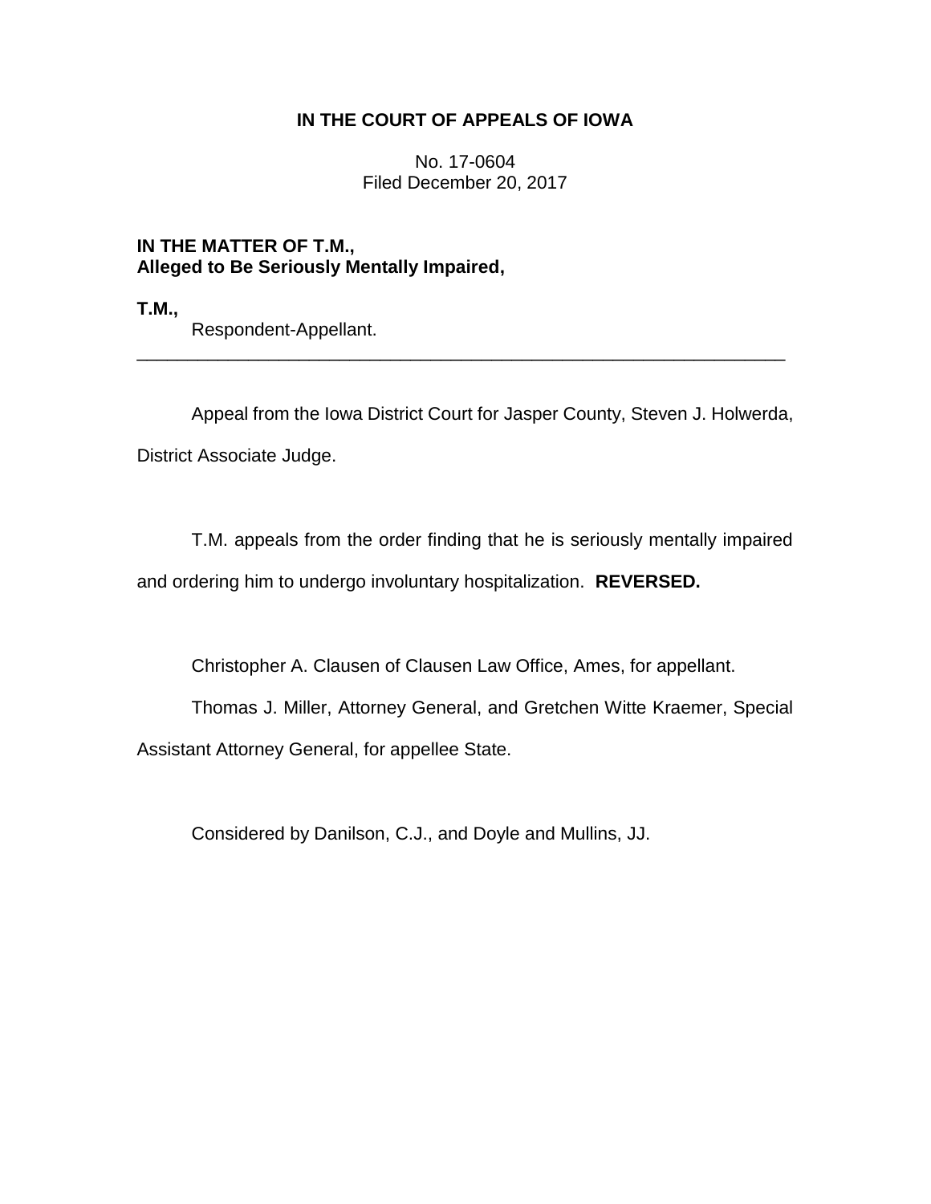**IN THE COURT OF APPEALS OF IOWA**

No. 17-0604
Filed December 20, 2017

**IN THE MATTER OF T.M.,**
**Alleged to Be Seriously Mentally Impaired,**

**T.M.,**
Respondent-Appellant.

---

Appeal from the Iowa District Court for Jasper County, Steven J. Holwerda, District Associate Judge.

T.M. appeals from the order finding that he is seriously mentally impaired and ordering him to undergo involuntary hospitalization. **REVERSED.**

Christopher A. Clausen of Clausen Law Office, Ames, for appellant.

Thomas J. Miller, Attorney General, and Gretchen Witte Kraemer, Special Assistant Attorney General, for appellee State.

Considered by Danilson, C.J., and Doyle and Mullins, JJ.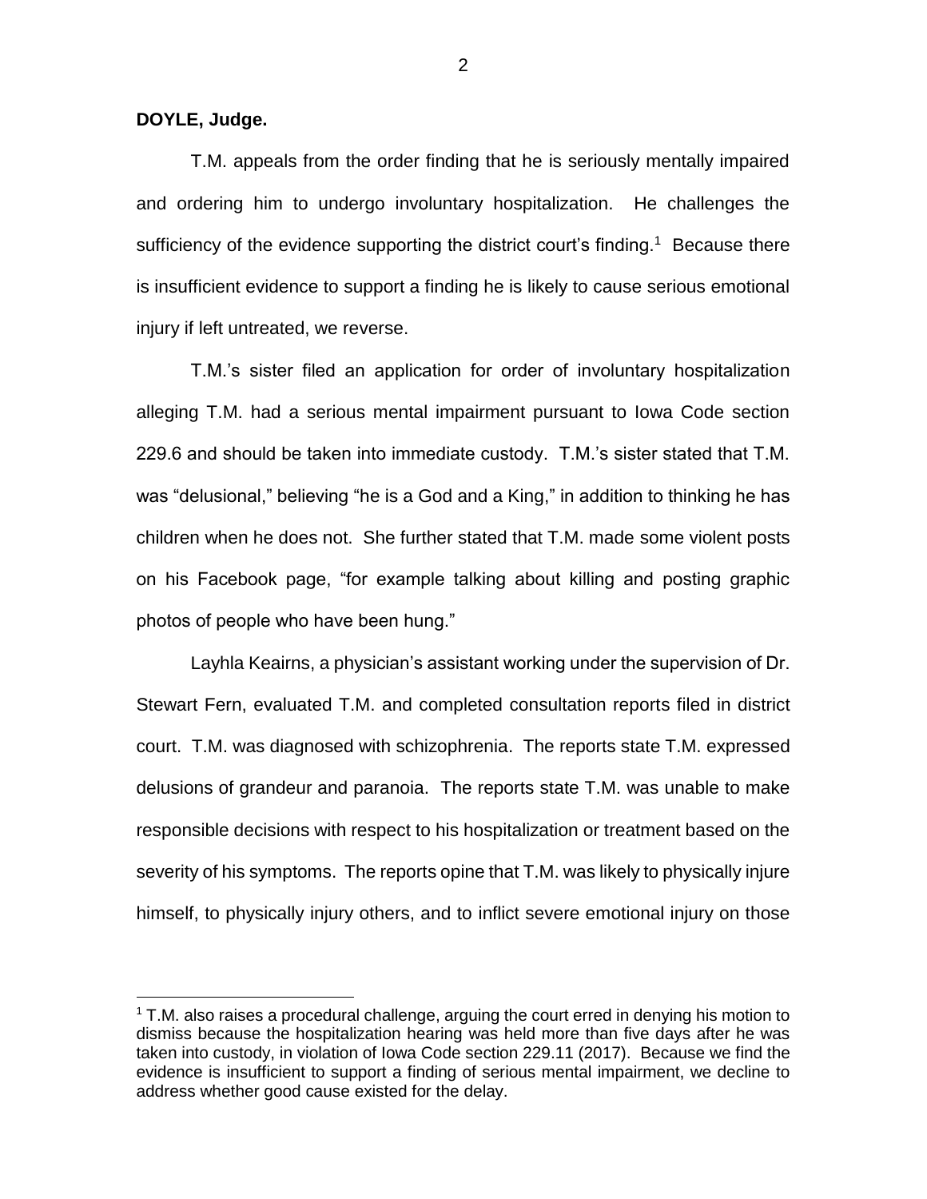**DOYLE, Judge.**

T.M. appeals from the order finding that he is seriously mentally impaired and ordering him to undergo involuntary hospitalization. He challenges the sufficiency of the evidence supporting the district court's finding.[1] Because there is insufficient evidence to support a finding he is likely to cause serious emotional injury if left untreated, we reverse.

T.M.'s sister filed an application for order of involuntary hospitalization alleging T.M. had a serious mental impairment pursuant to Iowa Code section 229.6 and should be taken into immediate custody. T.M.'s sister stated that T.M. was "delusional," believing "he is a God and a King," in addition to thinking he has children when he does not. She further stated that T.M. made some violent posts on his Facebook page, "for example talking about killing and posting graphic photos of people who have been hung."

Layhla Keairns, a physician's assistant working under the supervision of Dr. Stewart Fern, evaluated T.M. and completed consultation reports filed in district court. T.M. was diagnosed with schizophrenia. The reports state T.M. expressed delusions of grandeur and paranoia. The reports state T.M. was unable to make responsible decisions with respect to his hospitalization or treatment based on the severity of his symptoms. The reports opine that T.M. was likely to physically injure himself, to physically injury others, and to inflict severe emotional injury on those

[1] T.M. also raises a procedural challenge, arguing the court erred in denying his motion to dismiss because the hospitalization hearing was held more than five days after he was taken into custody, in violation of Iowa Code section 229.11 (2017). Because we find the evidence is insufficient to support a finding of serious mental impairment, we decline to address whether good cause existed for the delay.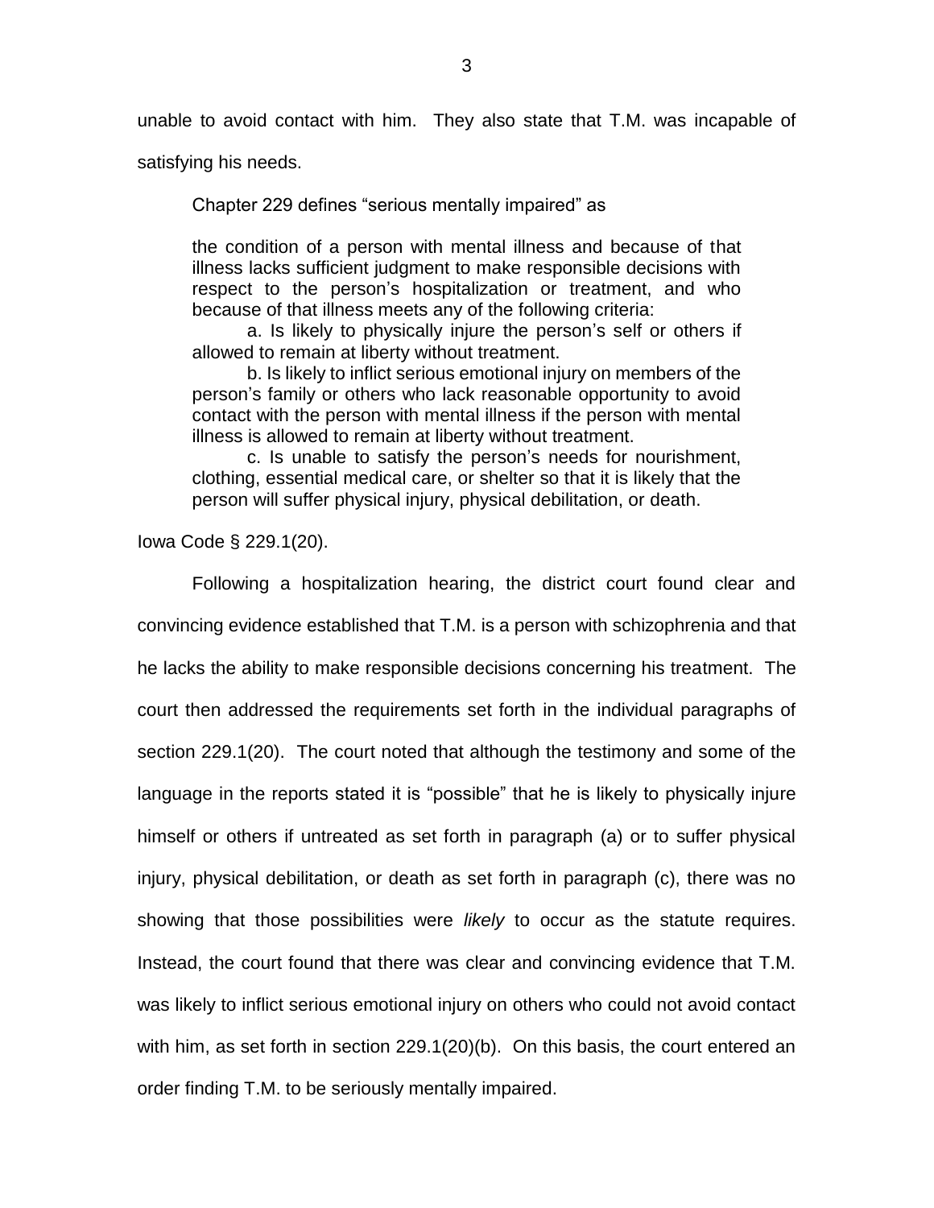unable to avoid contact with him. They also state that T.M. was incapable of satisfying his needs.

Chapter 229 defines "serious mentally impaired" as

> the condition of a person with mental illness and because of that illness lacks sufficient judgment to make responsible decisions with respect to the person's hospitalization or treatment, and who because of that illness meets any of the following criteria:
>
> a. Is likely to physically injure the person's self or others if allowed to remain at liberty without treatment.
>
> b. Is likely to inflict serious emotional injury on members of the person's family or others who lack reasonable opportunity to avoid contact with the person with mental illness if the person with mental illness is allowed to remain at liberty without treatment.
>
> c. Is unable to satisfy the person's needs for nourishment, clothing, essential medical care, or shelter so that it is likely that the person will suffer physical injury, physical debilitation, or death.

Iowa Code § 229.1(20).

Following a hospitalization hearing, the district court found clear and convincing evidence established that T.M. is a person with schizophrenia and that he lacks the ability to make responsible decisions concerning his treatment. The court then addressed the requirements set forth in the individual paragraphs of section 229.1(20). The court noted that although the testimony and some of the language in the reports stated it is "possible" that he is likely to physically injure himself or others if untreated as set forth in paragraph (a) or to suffer physical injury, physical debilitation, or death as set forth in paragraph (c), there was no showing that those possibilities were *likely* to occur as the statute requires. Instead, the court found that there was clear and convincing evidence that T.M. was likely to inflict serious emotional injury on others who could not avoid contact with him, as set forth in section 229.1(20)(b). On this basis, the court entered an order finding T.M. to be seriously mentally impaired.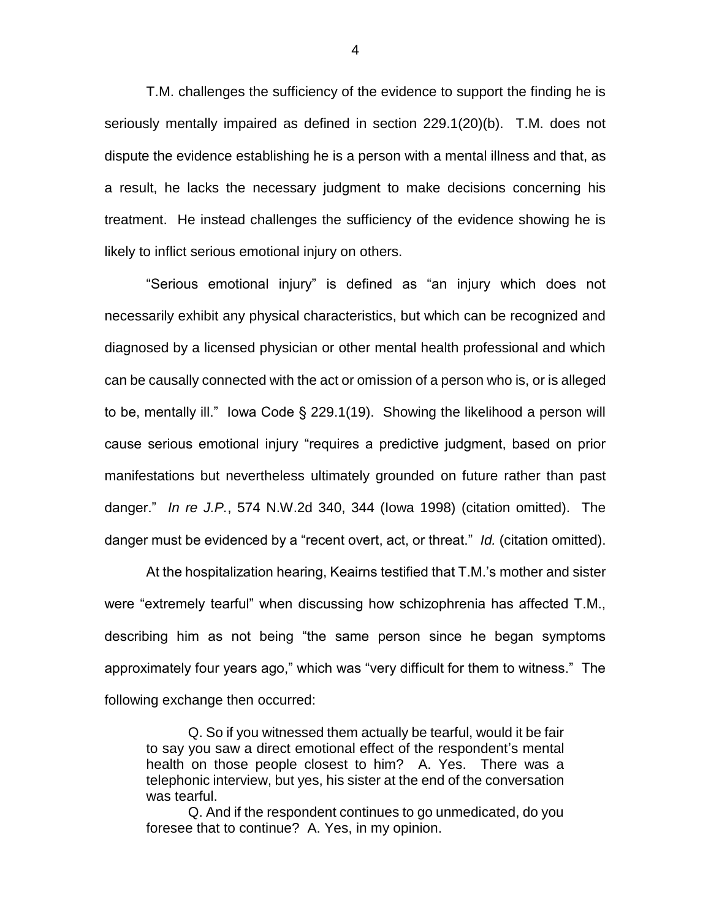T.M. challenges the sufficiency of the evidence to support the finding he is seriously mentally impaired as defined in section 229.1(20)(b). T.M. does not dispute the evidence establishing he is a person with a mental illness and that, as a result, he lacks the necessary judgment to make decisions concerning his treatment. He instead challenges the sufficiency of the evidence showing he is likely to inflict serious emotional injury on others.

"Serious emotional injury" is defined as "an injury which does not necessarily exhibit any physical characteristics, but which can be recognized and diagnosed by a licensed physician or other mental health professional and which can be causally connected with the act or omission of a person who is, or is alleged to be, mentally ill." Iowa Code § 229.1(19). Showing the likelihood a person will cause serious emotional injury "requires a predictive judgment, based on prior manifestations but nevertheless ultimately grounded on future rather than past danger." *In re J.P.*, 574 N.W.2d 340, 344 (Iowa 1998) (citation omitted). The danger must be evidenced by a "recent overt, act, or threat." *Id.* (citation omitted).

At the hospitalization hearing, Keairns testified that T.M.'s mother and sister were "extremely tearful" when discussing how schizophrenia has affected T.M., describing him as not being "the same person since he began symptoms approximately four years ago," which was "very difficult for them to witness." The following exchange then occurred:

> Q. So if you witnessed them actually be tearful, would it be fair to say you saw a direct emotional effect of the respondent's mental health on those people closest to him? A. Yes. There was a telephonic interview, but yes, his sister at the end of the conversation was tearful.
>
> Q. And if the respondent continues to go unmedicated, do you foresee that to continue? A. Yes, in my opinion.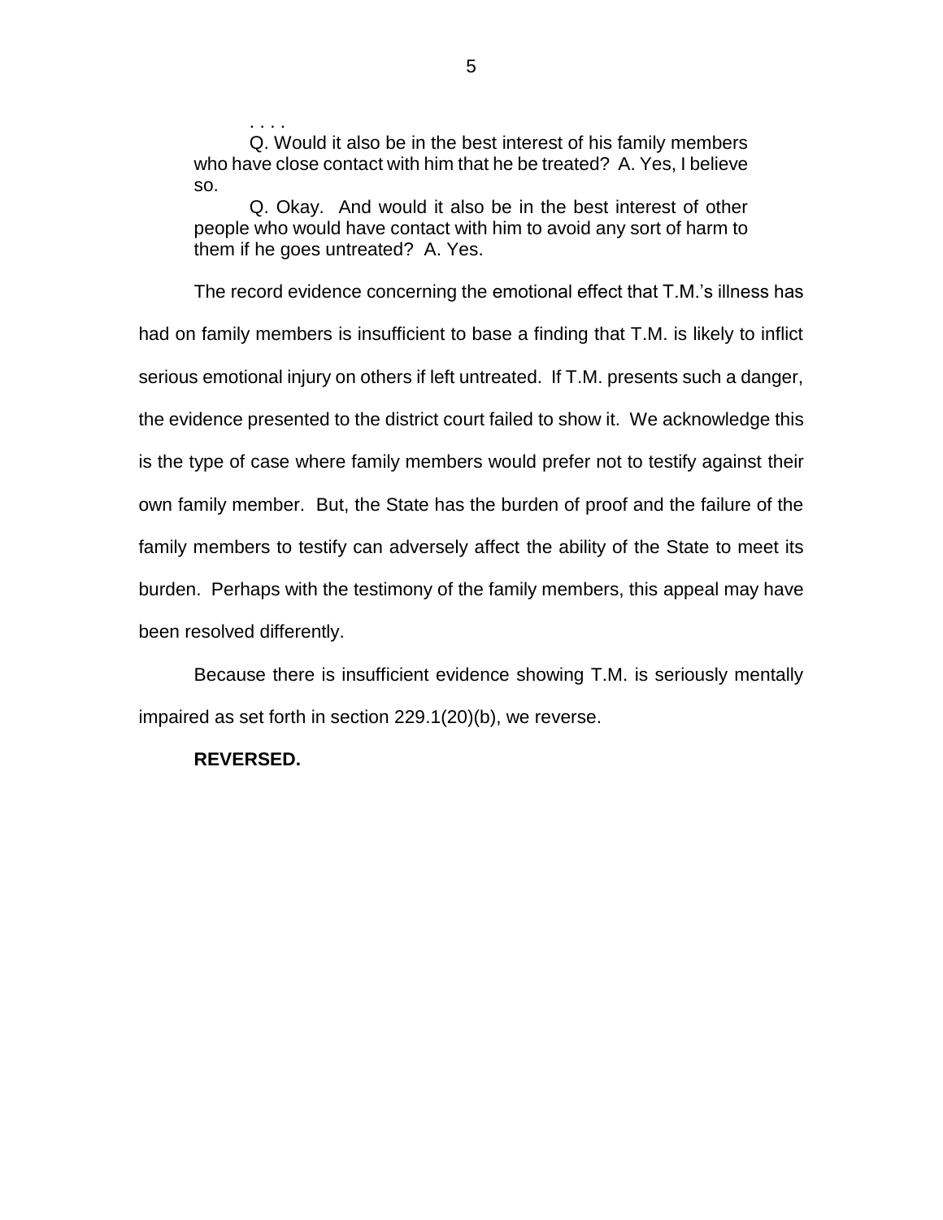. . . .

Q. Would it also be in the best interest of his family members who have close contact with him that he be treated? A. Yes, I believe so.

Q. Okay. And would it also be in the best interest of other people who would have contact with him to avoid any sort of harm to them if he goes untreated? A. Yes.

The record evidence concerning the emotional effect that T.M.'s illness has had on family members is insufficient to base a finding that T.M. is likely to inflict serious emotional injury on others if left untreated. If T.M. presents such a danger, the evidence presented to the district court failed to show it. We acknowledge this is the type of case where family members would prefer not to testify against their own family member. But, the State has the burden of proof and the failure of the family members to testify can adversely affect the ability of the State to meet its burden. Perhaps with the testimony of the family members, this appeal may have been resolved differently.

Because there is insufficient evidence showing T.M. is seriously mentally impaired as set forth in section 229.1(20)(b), we reverse.

**REVERSED.**